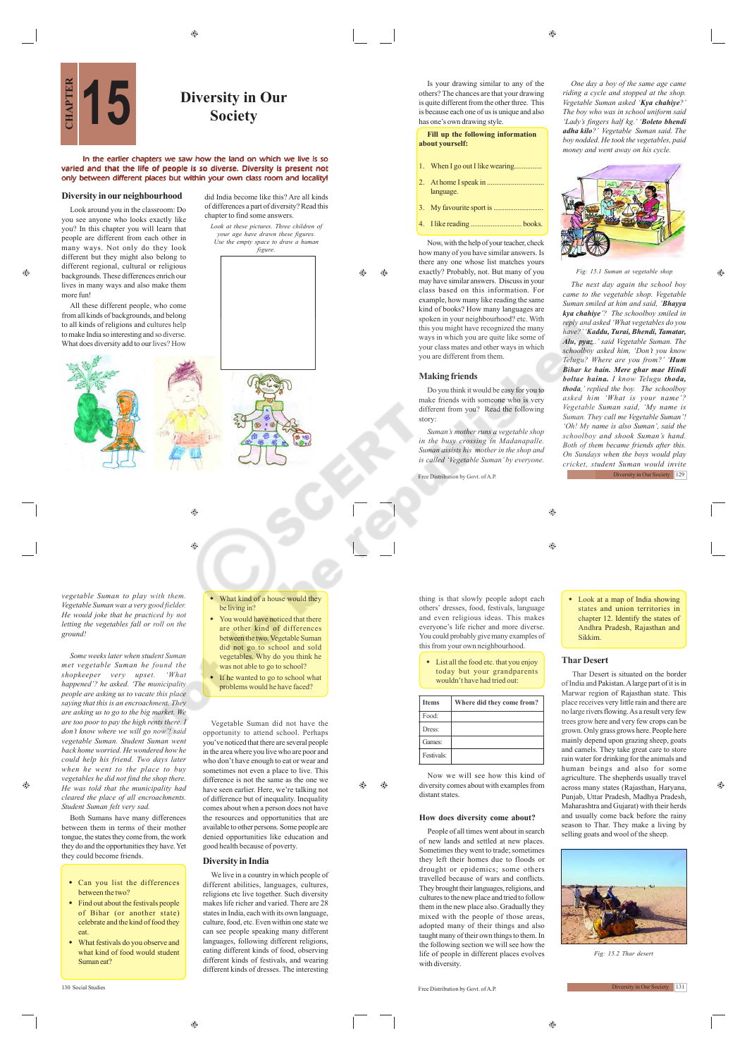# CHAPTER 15

# Diversity in Our Society

**In the earlier chapters we saw how the land on which we live is so varied and that the life of people is so diverse. Diversity is present not only between different places but within your own class room and locality!**

## Diversity in our neighbourhood

Look around you in the classroom: Do you see anyone who looks exactly like you? In this chapter you will learn that people are different from each other in many ways. Not only do they look different but they might also belong to different regional, cultural or religious backgrounds. These differences enrich our lives in many ways and also make them more fun!

All these different people, who come from all kinds of backgrounds, and belong to all kinds of religions and cultures help to make India so interesting and so diverse. What does diversity add to our lives? How did India become like this? Are all kinds of differences a part of diversity? Read this chapter to find some answers.

*Look at these pictures. Three children of your age have drawn these figures. Use the empty space to draw a human figure.*

Is your drawing similar to any of the others? The chances are that your drawing is quite different from the other three. This is because each one of us is unique and also has one's own drawing style.

**Fill up the following information about yourself:**

1. When I go out I like wearing...............
2. At home I speak in ................................ language.
3. My favourite sport is ...........................
4. I like reading ............................ books.

Now, with the help of your teacher, check how many of you have similar answers. Is there any one whose list matches yours exactly? Probably, not. But many of you may have similar answers. Discuss in your class based on this information. For example, how many like reading the same kind of books? How many languages are spoken in your neighbourhood? etc. With this you might have recognized the many ways in which you are quite like some of your class mates and other ways in which you are different from them.

## Making friends

Do you think it would be easy for you to make friends with someone who is very different from you? Read the following story:

*Suman's mother runs a vegetable shop in the busy crossing in Madanapalle. Suman assists his mother in the shop and is called 'Vegetable Suman' by everyone.*

*One day a boy of the same age came riding a cycle and stopped at the shop. Vegetable Suman asked '**Kya chahiye**?' The boy who was in school uniform said 'Lady's fingers half kg.' '**Boleto bhendi adha kilo**?' Vegetable Suman said. The boy nodded. He took the vegetables, paid money and went away on his cycle.*

Fig: 15.1 Suman at vegetable shop

*The next day again the school boy came to the vegetable shop. Vegetable Suman smiled at him and said, '**Bhayya kya chahiye**?' The schoolboy smiled in reply and asked 'What vegetables do you have?' '**Kaddu, Turai, Bhendi, Tamatar, Alu, pyaz**..' said Vegetable Suman. The schoolboy asked him, 'Don't you know Telugu? Where are you from?' '**Hum Bihar ke hain. Mere ghar mae Hindi boltae haina.** I know Telugu **thoda, thoda**,' replied the boy. The schoolboy asked him 'What is your name'? Vegetable Suman said, 'My name is Suman. They call me Vegetable Suman'! 'Oh! My name is also Suman', said the schoolboy and shook Suman's hand. Both of them became friends after this. On Sundays when the boys would play cricket, student Suman would invite vegetable Suman to play with them. Vegetable Suman was a very good fielder. He would joke that he practiced by not letting the vegetables fall or roll on the ground!*

*Some weeks later when student Suman met vegetable Suman he found the shopkeeper very upset. 'What happened'? he asked. 'The municipality people are asking us to vacate this place saying that this is an encroachment. They are asking us to go to the big market. We are too poor to pay the high rents there. I don't know where we will go now'! said vegetable Suman. Student Suman went back home worried. He wondered how he could help his friend. Two days later when he went to the place to buy vegetables he did not find the shop there. He was told that the municipality had cleared the place of all encroachments. Student Suman felt very sad.*

Both Sumans have many differences between them in terms of their mother tongue, the states they come from, the work they do and the opportunities they have. Yet they could become friends.

- Can you list the differences between the two?
- Find out about the festivals people of Bihar (or another state) celebrate and the kind of food they eat.
- What festivals do you observe and what kind of food would student Suman eat?
- What kind of a house would they be living in?
- You would have noticed that there are other kind of differences between the two. Vegetable Suman did not go to school and sold vegetables. Why do you think he was not able to go to school?
- If he wanted to go to school what problems would he have faced?

Vegetable Suman did not have the opportunity to attend school. Perhaps you've noticed that there are several people in the area where you live who are poor and who don't have enough to eat or wear and sometimes not even a place to live. This difference is not the same as the one we have seen earlier. Here, we're talking not of difference but of inequality. Inequality comes about when a person does not have the resources and opportunities that are available to other persons. Some people are denied opportunities like education and good health because of poverty.

## Diversity in India

We live in a country in which people of different abilities, languages, cultures, religions etc live together. Such diversity makes life richer and varied. There are 28 states in India, each with its own language, culture, food, etc. Even within one state we can see people speaking many different languages, following different religions, eating different kinds of food, observing different kinds of festivals, and wearing different kinds of dresses. The interesting thing is that slowly people adopt each others' dresses, food, festivals, language and even religious ideas. This makes everyone's life richer and more diverse. You could probably give many examples of this from your own neighbourhood.

- List all the food etc. that you enjoy today but your grandparents wouldn't have had tried out:

| Items | Where did they come from? |
|---|---|
| Food: | |
| Dress: | |
| Games: | |
| Festivals: | |

Now we will see how this kind of diversity comes about with examples from distant states.

### How does diversity come about?

People of all times went about in search of new lands and settled at new places. Sometimes they went to trade; sometimes they left their homes due to floods or drought or epidemics; some others travelled because of wars and conflicts. They brought their languages, religions, and cultures to the new place and tried to follow them in the new place also. Gradually they mixed with the people of those areas, adopted many of their things and also taught many of their own things to them. In the following section we will see how the life of people in different places evolves with diversity.

- Look at a map of India showing states and union territories in chapter 12. Identify the states of Andhra Pradesh, Rajasthan and Sikkim.

## Thar Desert

Thar Desert is situated on the border of India and Pakistan. A large part of it is in Marwar region of Rajasthan state. This place receives very little rain and there are no large rivers flowing. As a result very few trees grow here and very few crops can be grown. Only grass grows here. People here mainly depend upon grazing sheep, goats and camels. They take great care to store rain water for drinking for the animals and human beings and also for some agriculture. The shepherds usually travel across many states (Rajasthan, Haryana, Punjab, Uttar Pradesh, Madhya Pradesh, Maharashtra and Gujarat) with their herds and usually come back before the rainy season to Thar. They make a living by selling goats and wool of the sheep.

Fig: 15.2 Thar desert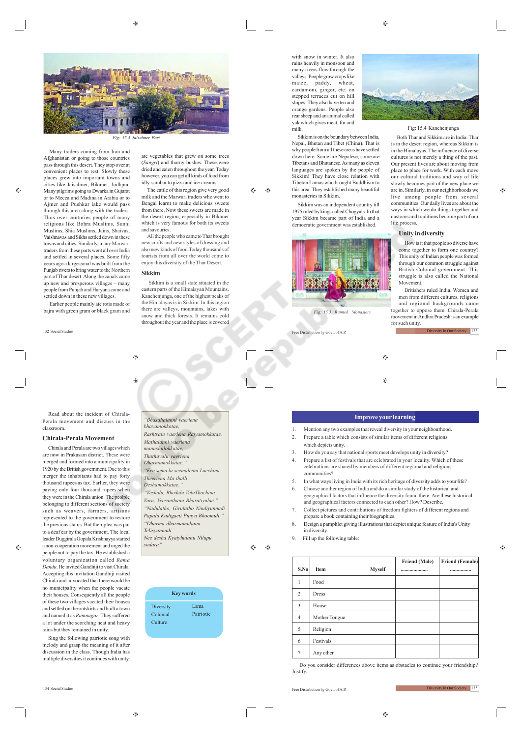Fig: 15.3 Jaisalmer Fort

Many traders coming from Iran and Afghanistan or going to those countries pass through this desert. They stop over at convenient places to rest. Slowly these places grew into important towns and cities like Jaisalmer, Bikaner, Jodhpur. Many pilgrims going to Dwarka in Gujarat or to Mecca and Madina in Arabia or to Ajmer and Pushkar lake would pass through this area along with the traders. Thus over centuries people of many religions like Bohra Muslims, Sunni Muslims, Shia Muslims, Jains, Shaivas, Vaishnavas and Sikhs settled down in these towns and cities. Similarly, many Marwari traders from these parts went all over India and settled in several places. Some fifty years ago a large canal was built from the Punjab rivers to bring water to the Northern part of Thar desert. Along the canals came up new and prosperous villages – many people from Punjab and Haryana came and settled down in these new villages.

Earlier people mainly ate rotis made of bajra with green gram or black gram and ate vegetables that grew on some trees (*Sangri*) and thorny bushes. These were dried and eaten throughout the year. Today however, you can get all kinds of food from idly-sambar to pizza and ice-creams.

The cattle of this region give very good milk and the Marwari traders who went to Bengal learnt to make delicious sweets from there. Now these sweets are made in the desert region, especially in Bikaner which is very famous for both its sweets and savouries.

All the people who came to Thar brought new crafts and new styles of dressing and also new kinds of food.Today thousands of tourists from all over the world come to enjoy this diversity of the Thar Desert.

## Sikkim

Sikkim is a small state situated in the eastern parts of the Himalayan Mountains. Kanchenjunga, one of the highest peaks of the Himalayas is in Sikkim. In this region there are valleys, mountains, lakes with snow and thick forests. It remains cold throughout the year and the place is covered with snow in winter. It also rains heavily in monsoon and many rivers flow through the valleys. People grow crops like maize, paddy, wheat, cardamom, ginger, etc. on stepped terraces cut on hill slopes. They also have tea and orange gardens. People also rear sheep and an animal called yak which gives meat, fur and milk.

Fig: 15.4 Kanchenjunga

Sikkim is on the boundary between India, Nepal, Bhutan and Tibet (China). That is why people from all these areas have settled down here. Some are Nepalese, some are Tibetans and Bhutanese. As many as eleven languages are spoken by the people of Sikkim! They have close relation with Tibetan Lamas who brought Buddhism to this area. They established many beautiful monasteries in Sikkim.

Sikkim was an independent country till 1975 ruled by kings called Chogyals. In that year Sikkim became part of India and a democratic government was established.

Fig: 15.5 Rumtek Monastery

Both Thar and Sikkim are in India. Thar is in the desert region, whereas Sikkim is in the Himalayas. The influence of diverse cultures is not merely a thing of the past. Our present lives are about moving from place to place for work. With each move our cultural traditions and way of life slowly becomes part of the new place we are in. Similarly, in our neighborhoods we live among people from several communities. Our daily lives are about the ways in which we do things together and customs and traditions become part of our life process.

## Unity in diversity

How is it that people so diverse have come together to form one country? This unity of Indian people was formed through our common struggle against British Colonial government. This struggle is also called the National Movement.

Britishers ruled India. Women and men from different cultures, religions and regional backgrounds came together to oppose them. Chirala-Perala movement in Andhra Pradesh is an example for such unity.

Read about the incident of Chirala-Perala movement and discuss in the classroom.

## Chirala-Perala Movement

Chirala and Perala are two villages which are now in Prakasam district. These were merged and formed into a municipality in 1920 by the British government. Due to this merger the inhabitants had to pay forty thousand rupees as tax. Earlier, they were paying only four thousand rupees when they were in the Chirala union. The peolple belonging to different sections of society such as weavers, farmers, artisans represented to the government to restore the previous status. But their plea was put to a deaf ear by the government. The local leader Duggirala Gopala Krishnayya started a non-cooperation movement and urged the people not to pay the tax. He established a voluntary organization called *Rama Dandu*. He invited Gandhiji to visit Chirala. Accepting this invitation Gandhiji visited Chirala and advocated that there would be no municipality when the people vacate their houses. Consequently all the people of these two villages vacated their houses and settled on the outskirts and built a town and named it as *Ramnagar*. They suffered a lot under the scorching heat and heavy rains but they remained in unity.

Sing the following patriotic song with melody and grasp the meaning of it after discussion in the class. Though India has multiple diversities it continues with unity.

*"Bhasahalanni vaeriena bhavamokkotae,*
*Rashtralu vaeriena Rajyamokkatae.*
*Mathalanni vaeriena manushulokkatae,*
*Thathavalu vaeriena Dharmamokkatae."*
*"Eee sema la seemalenni Laechina*
*Theeriena Ma thalli Deshamokkatae."*
*"Veshalu, Bhedalu VeluThochina*
*Varu, Veeranthanu Bharatiyulae."*
*"Nadulatho, Girulatho Nindiyunnadi*
*Papalu Kadigaeti Punya Bhoomidi."*
*"Dharma dharmamulanni Telisyunnadi*
*Nee desha Kyatyhulanu Nilupu sodara"*

**Key words**

- Diversity
- Colonial
- Culture
- Lama
- Patriotic

## Improve your learning

1. Mention any two examples that reveal diversity in your neighbourhood.
2. Prepare a table which consists of similar items of different religions which depicts unity.
3. How do you say that national sports meet develops unity in diversity?
4. Prepare a list of festivals that are celebrated in your locality. Which of these celebrations are shared by members of different regional and religious communities?
5. In what ways living in India with its rich heritage of diversity adds to your life?
6. Choose another region of India and do a similar study of the historical and geographical factors that influence the diversity found there. Are these historical and geographical factors connected to each other? How? Describe.
7. Collect pictures and contributions of freedom fighters of different regions and prepare a book containing their biographies.
8. Design a pamphlet giving illustrations that depict unique feature of India's Unity in diversity.
9. Fill up the following table:

| S.No | Item | Myself | Friend (Male) ................... | Friend (Female) ................ |
|---|---|---|---|---|
| 1 | Food | | | |
| 2 | Dress | | | |
| 3 | House | | | |
| 4 | Mother Tongue | | | |
| 5 | Religion | | | |
| 6 | Festivals | | | |
| 7 | Any other | | | |

Do you consider differences above items as obstacles to continue your friendship? Justify.